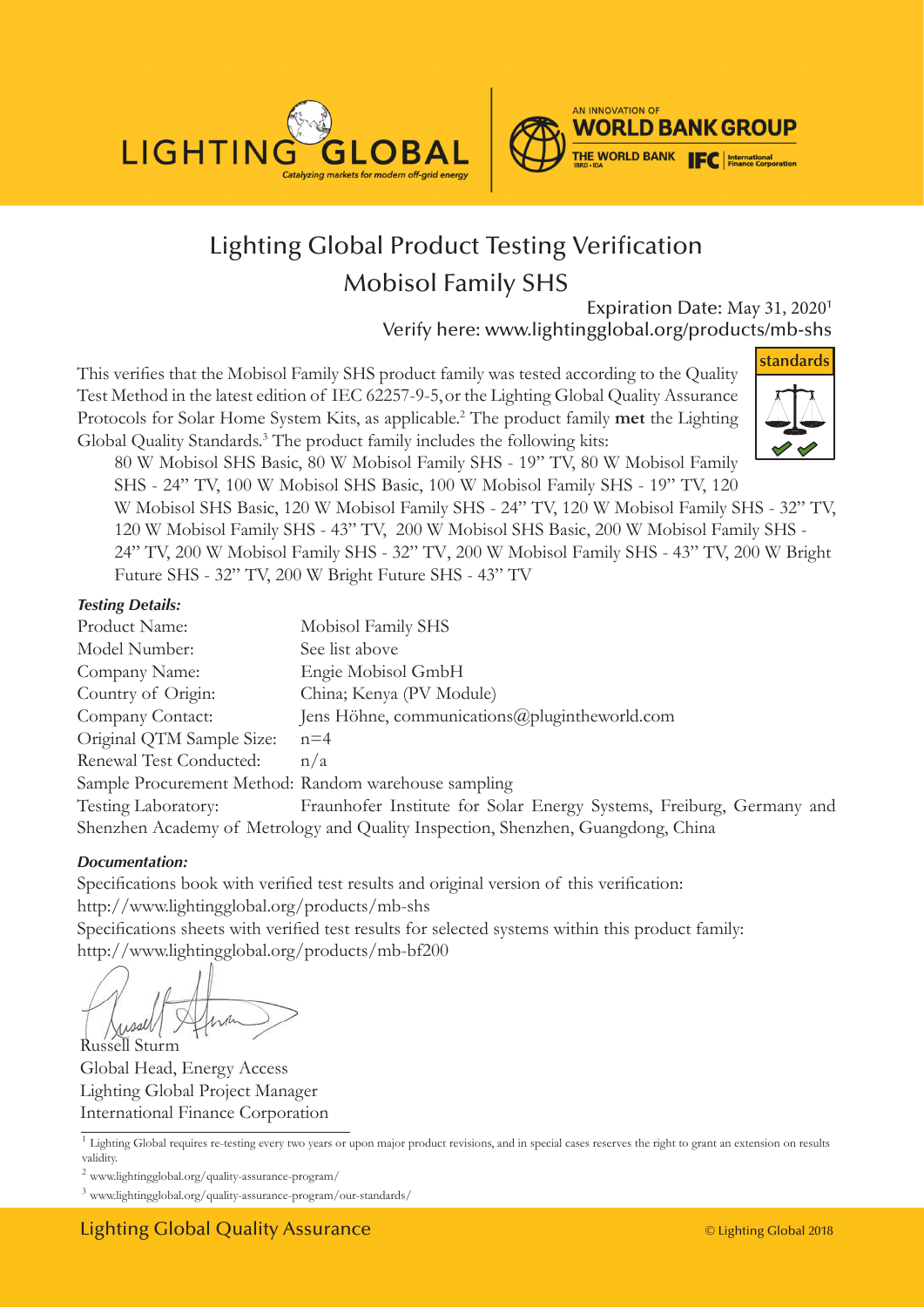LIGHTING GLOBAL

*Catalyzing markets for modern off-grid energy*

AN INNOVATION OF WORLD BANK GROUP

THE WORLD BANK IBRD • IDA | IFC International Finance Corporation

# Lighting Global Product Testing Verification

## Mobisol Family SHS

Expiration Date: May 31, 2020[1]

Verify here: www.lightingglobal.org/products/mb-shs

**standards**

This verifies that the Mobisol Family SHS product family was tested according to the Quality Test Method in the latest edition of IEC 62257-9-5, or the Lighting Global Quality Assurance Protocols for Solar Home System Kits, as applicable.[2] The product family **met** the Lighting Global Quality Standards.[3] The product family includes the following kits:

80 W Mobisol SHS Basic, 80 W Mobisol Family SHS - 19" TV, 80 W Mobisol Family SHS - 24" TV, 100 W Mobisol SHS Basic, 100 W Mobisol Family SHS - 19" TV, 120 W Mobisol SHS Basic, 120 W Mobisol Family SHS - 24" TV, 120 W Mobisol Family SHS - 32" TV, 120 W Mobisol Family SHS - 43" TV, 200 W Mobisol SHS Basic, 200 W Mobisol Family SHS - 24" TV, 200 W Mobisol Family SHS - 32" TV, 200 W Mobisol Family SHS - 43" TV, 200 W Bright Future SHS - 32" TV, 200 W Bright Future SHS - 43" TV

***Testing Details:***

Product Name: Mobisol Family SHS
Model Number: See list above
Company Name: Engie Mobisol GmbH
Country of Origin: China; Kenya (PV Module)
Company Contact: Jens Höhne, communications@plugintheworld.com
Original QTM Sample Size: n=4
Renewal Test Conducted: n/a
Sample Procurement Method: Random warehouse sampling
Testing Laboratory: Fraunhofer Institute for Solar Energy Systems, Freiburg, Germany and Shenzhen Academy of Metrology and Quality Inspection, Shenzhen, Guangdong, China

***Documentation:***

Specifications book with verified test results and original version of this verification:
http://www.lightingglobal.org/products/mb-shs
Specifications sheets with verified test results for selected systems within this product family:
http://www.lightingglobal.org/products/mb-bf200

Russell Sturm
Global Head, Energy Access
Lighting Global Project Manager
International Finance Corporation

[1] Lighting Global requires re-testing every two years or upon major product revisions, and in special cases reserves the right to grant an extension on results validity.

[2] www.lightingglobal.org/quality-assurance-program/

[3] www.lightingglobal.org/quality-assurance-program/our-standards/

Lighting Global Quality Assurance

© Lighting Global 2018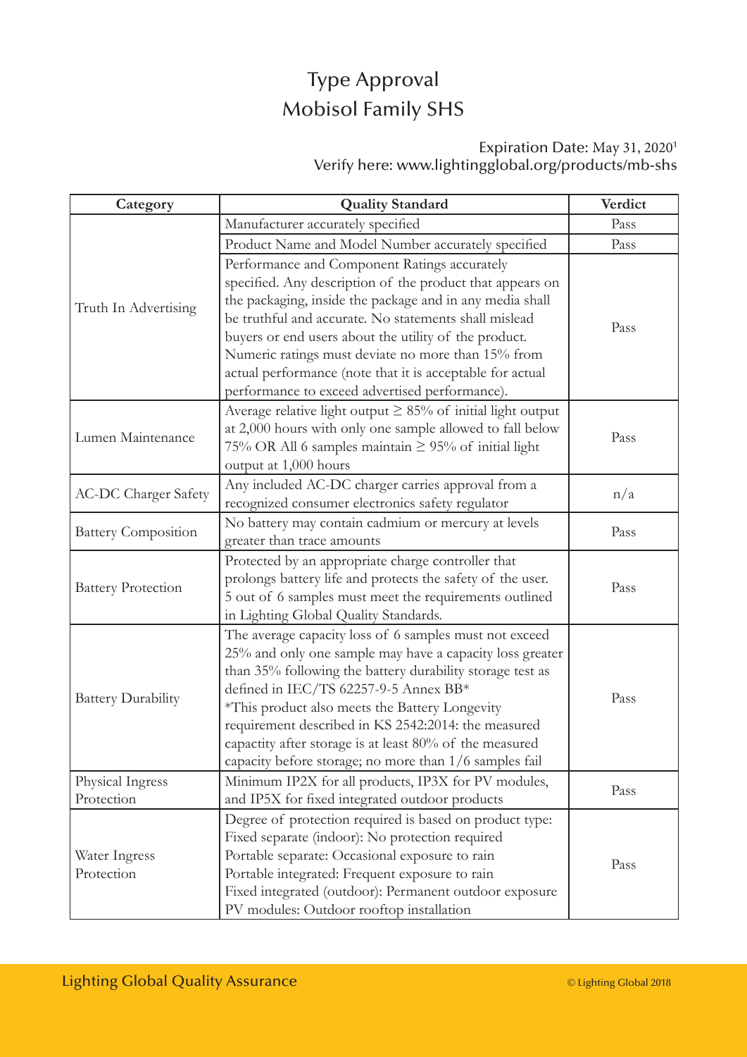# Type Approval
# Mobisol Family SHS

Expiration Date: May 31, 2020[1]
Verify here: www.lightingglobal.org/products/mb-shs

| Category | Quality Standard | Verdict |
| --- | --- | --- |
| Truth In Advertising | Manufacturer accurately specified | Pass |
| | Product Name and Model Number accurately specified | Pass |
| | Performance and Component Ratings accurately specified. Any description of the product that appears on the packaging, inside the package and in any media shall be truthful and accurate. No statements shall mislead buyers or end users about the utility of the product. Numeric ratings must deviate no more than 15% from actual performance (note that it is acceptable for actual performance to exceed advertised performance). | Pass |
| Lumen Maintenance | Average relative light output ≥ 85% of initial light output at 2,000 hours with only one sample allowed to fall below 75% OR All 6 samples maintain ≥ 95% of initial light output at 1,000 hours | Pass |
| AC-DC Charger Safety | Any included AC-DC charger carries approval from a recognized consumer electronics safety regulator | n/a |
| Battery Composition | No battery may contain cadmium or mercury at levels greater than trace amounts | Pass |
| Battery Protection | Protected by an appropriate charge controller that prolongs battery life and protects the safety of the user. 5 out of 6 samples must meet the requirements outlined in Lighting Global Quality Standards. | Pass |
| Battery Durability | The average capacity loss of 6 samples must not exceed 25% and only one sample may have a capacity loss greater than 35% following the battery durability storage test as defined in IEC/TS 62257-9-5 Annex BB* *This product also meets the Battery Longevity requirement described in KS 2542:2014: the measured capactity after storage is at least 80% of the measured capacity before storage; no more than 1/6 samples fail | Pass |
| Physical Ingress Protection | Minimum IP2X for all products, IP3X for PV modules, and IP5X for fixed integrated outdoor products | Pass |
| Water Ingress Protection | Degree of protection required is based on product type: Fixed separate (indoor): No protection required Portable separate: Occasional exposure to rain Portable integrated: Frequent exposure to rain Fixed integrated (outdoor): Permanent outdoor exposure PV modules: Outdoor rooftop installation | Pass |

Lighting Global Quality Assurance

© Lighting Global 2018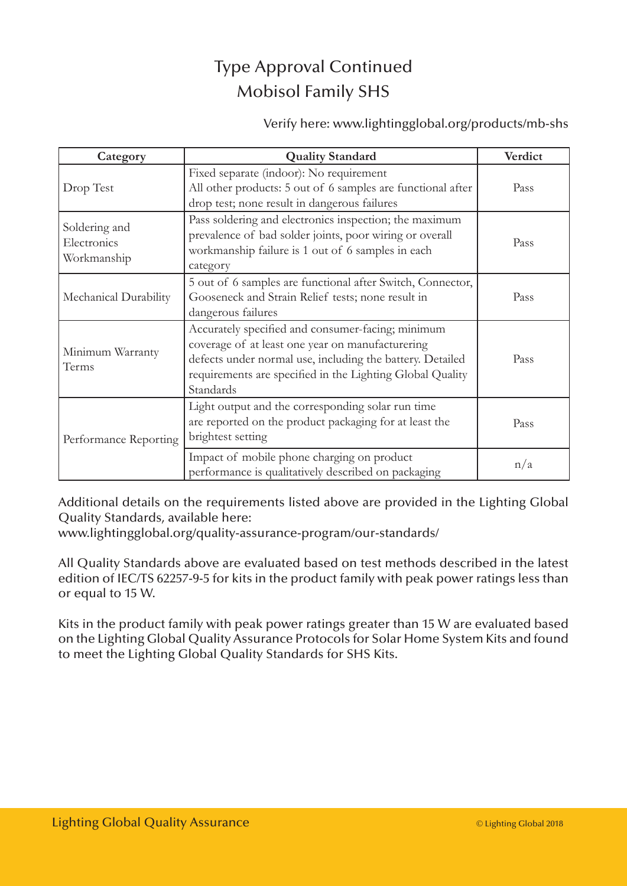# Type Approval Continued
## Mobisol Family SHS

Verify here: www.lightingglobal.org/products/mb-shs

| Category | Quality Standard | Verdict |
|---|---|---|
| Drop Test | Fixed separate (indoor): No requirement<br>All other products: 5 out of 6 samples are functional after drop test; none result in dangerous failures | Pass |
| Soldering and Electronics Workmanship | Pass soldering and electronics inspection; the maximum prevalence of bad solder joints, poor wiring or overall workmanship failure is 1 out of 6 samples in each category | Pass |
| Mechanical Durability | 5 out of 6 samples are functional after Switch, Connector, Gooseneck and Strain Relief tests; none result in dangerous failures | Pass |
| Minimum Warranty Terms | Accurately specified and consumer-facing; minimum coverage of at least one year on manufacturering defects under normal use, including the battery. Detailed requirements are specified in the Lighting Global Quality Standards | Pass |
| Performance Reporting | Light output and the corresponding solar run time are reported on the product packaging for at least the brightest setting | Pass |
| | Impact of mobile phone charging on product performance is qualitatively described on packaging | n/a |

Additional details on the requirements listed above are provided in the Lighting Global Quality Standards, available here:
www.lightingglobal.org/quality-assurance-program/our-standards/

All Quality Standards above are evaluated based on test methods described in the latest edition of IEC/TS 62257-9-5 for kits in the product family with peak power ratings less than or equal to 15 W.

Kits in the product family with peak power ratings greater than 15 W are evaluated based on the Lighting Global Quality Assurance Protocols for Solar Home System Kits and found to meet the Lighting Global Quality Standards for SHS Kits.